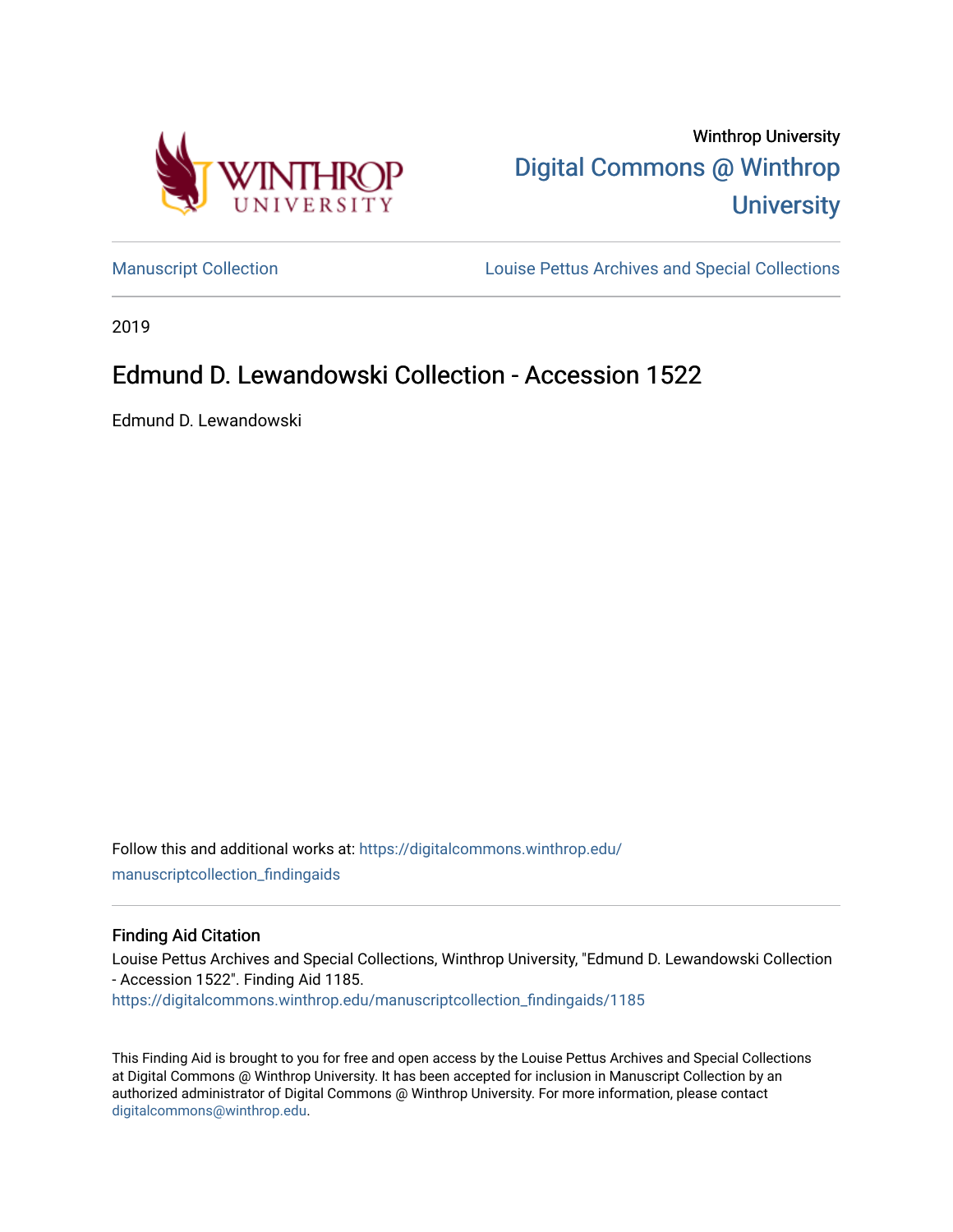Winthrop University

Digital Commons @ Winthrop University

Manuscript Collection

Louise Pettus Archives and Special Collections

2019

# Edmund D. Lewandowski Collection - Accession 1522

Edmund D. Lewandowski

Follow this and additional works at: https://digitalcommons.winthrop.edu/manuscriptcollection_findingaids

## Finding Aid Citation

Louise Pettus Archives and Special Collections, Winthrop University, "Edmund D. Lewandowski Collection - Accession 1522". Finding Aid 1185.
https://digitalcommons.winthrop.edu/manuscriptcollection_findingaids/1185

This Finding Aid is brought to you for free and open access by the Louise Pettus Archives and Special Collections at Digital Commons @ Winthrop University. It has been accepted for inclusion in Manuscript Collection by an authorized administrator of Digital Commons @ Winthrop University. For more information, please contact digitalcommons@winthrop.edu.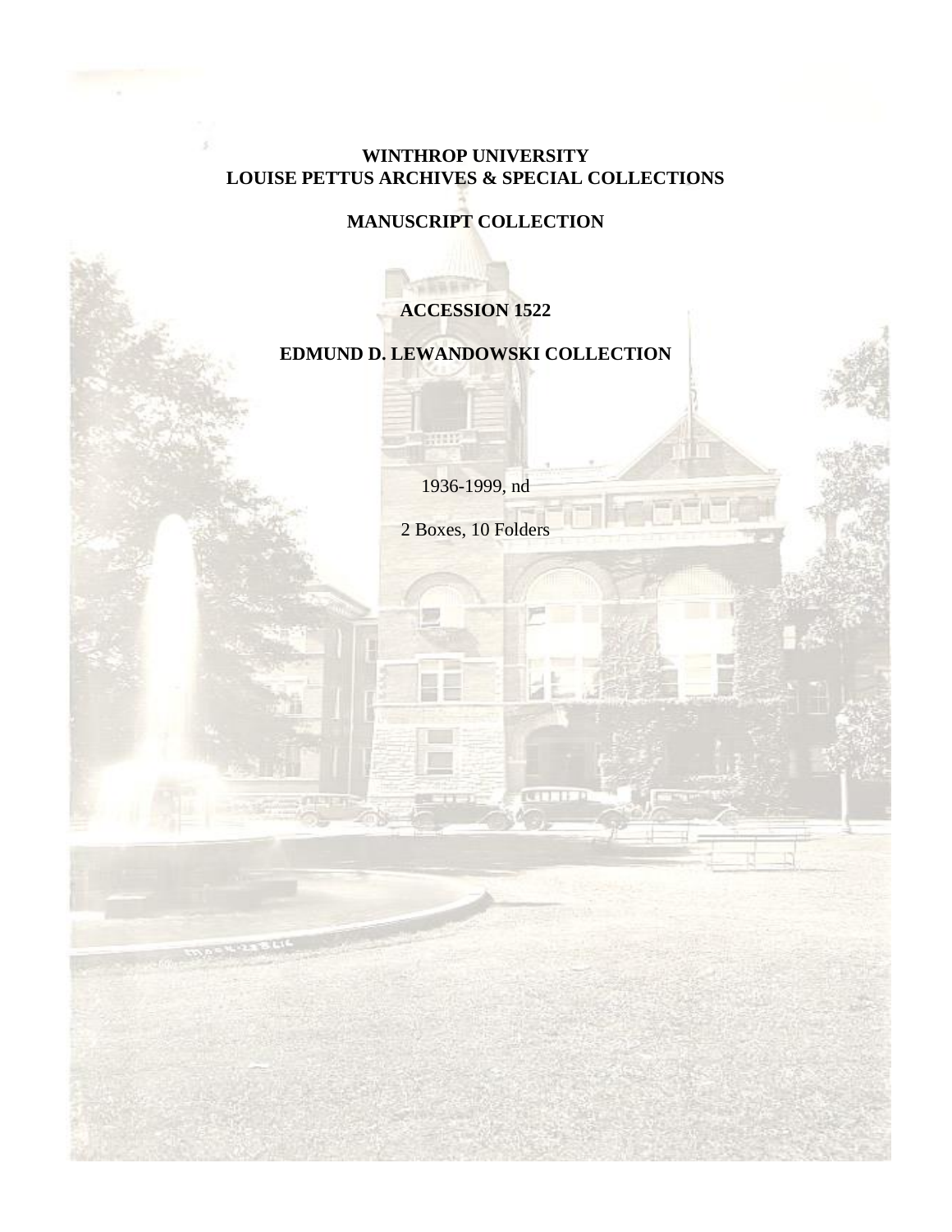**WINTHROP UNIVERSITY**
**LOUISE PETTUS ARCHIVES & SPECIAL COLLECTIONS**

**MANUSCRIPT COLLECTION**

# ACCESSION 1522

# EDMUND D. LEWANDOWSKI COLLECTION

1936-1999, nd

2 Boxes, 10 Folders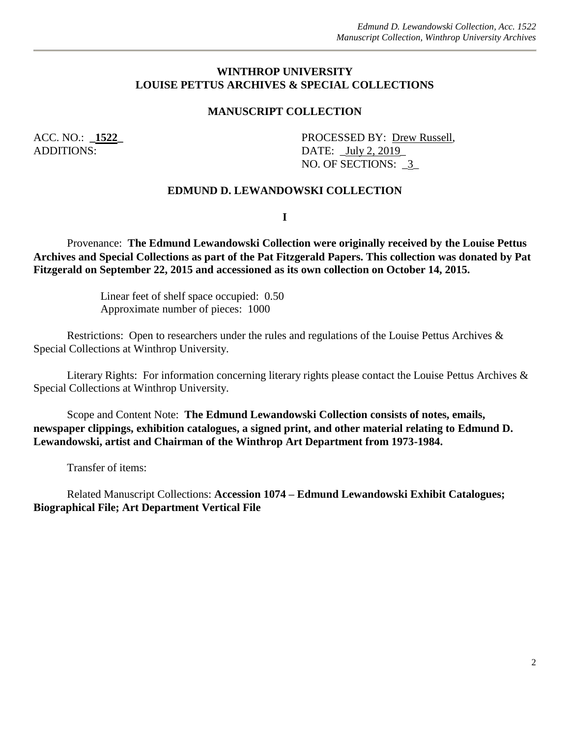**WINTHROP UNIVERSITY**
**LOUISE PETTUS ARCHIVES & SPECIAL COLLECTIONS**

**MANUSCRIPT COLLECTION**

ACC. NO.: _**1522**_
ADDITIONS:

PROCESSED BY: Drew Russell,
DATE: _July 2, 2019_
NO. OF SECTIONS: _3_

**EDMUND D. LEWANDOWSKI COLLECTION**

**I**

Provenance: **The Edmund Lewandowski Collection were originally received by the Louise Pettus Archives and Special Collections as part of the Pat Fitzgerald Papers. This collection was donated by Pat Fitzgerald on September 22, 2015 and accessioned as its own collection on October 14, 2015.**

Linear feet of shelf space occupied: 0.50
Approximate number of pieces: 1000

Restrictions: Open to researchers under the rules and regulations of the Louise Pettus Archives & Special Collections at Winthrop University.

Literary Rights: For information concerning literary rights please contact the Louise Pettus Archives & Special Collections at Winthrop University.

Scope and Content Note: **The Edmund Lewandowski Collection consists of notes, emails, newspaper clippings, exhibition catalogues, a signed print, and other material relating to Edmund D. Lewandowski, artist and Chairman of the Winthrop Art Department from 1973-1984.**

Transfer of items:

Related Manuscript Collections: **Accession 1074 – Edmund Lewandowski Exhibit Catalogues; Biographical File; Art Department Vertical File**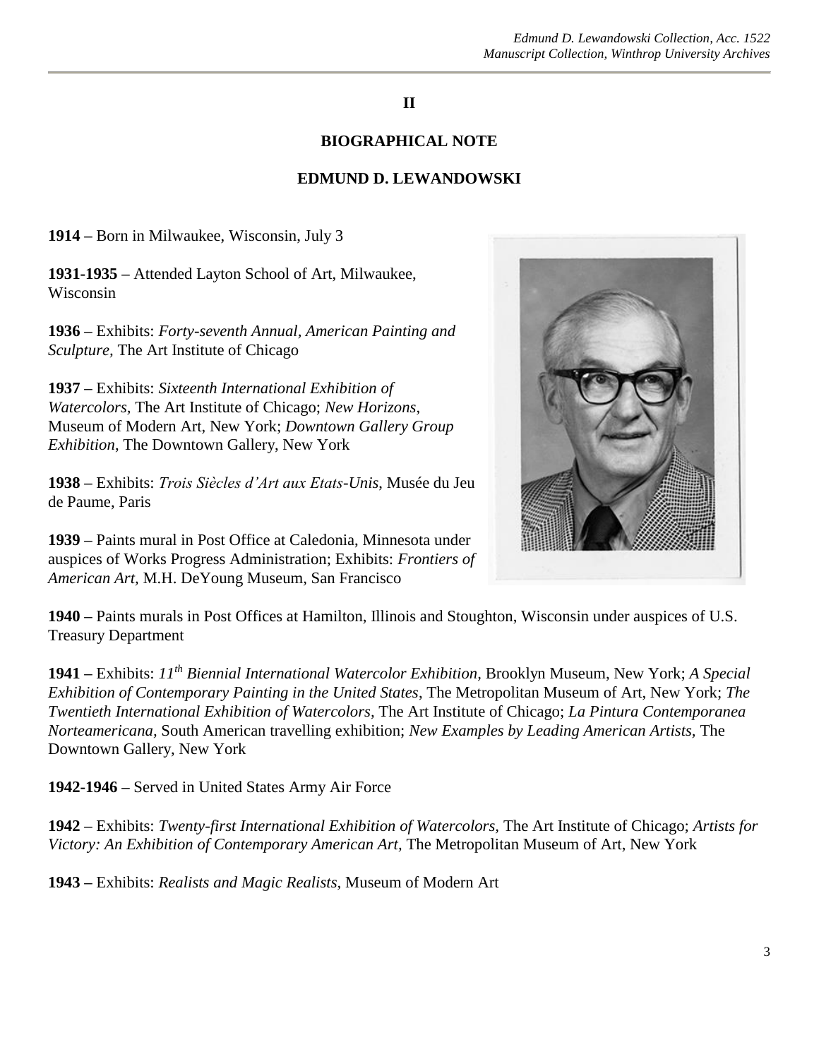## II

## BIOGRAPHICAL NOTE

## EDMUND D. LEWANDOWSKI

**1914 –** Born in Milwaukee, Wisconsin, July 3

**1931-1935 –** Attended Layton School of Art, Milwaukee, Wisconsin

**1936 –** Exhibits: *Forty-seventh Annual, American Painting and Sculpture,* The Art Institute of Chicago

**1937 –** Exhibits: *Sixteenth International Exhibition of Watercolors,* The Art Institute of Chicago; *New Horizons*, Museum of Modern Art, New York; *Downtown Gallery Group Exhibition*, The Downtown Gallery, New York

**1938 –** Exhibits: *Trois Siècles d'Art aux Etats-Unis,* Musée du Jeu de Paume, Paris

**1939 –** Paints mural in Post Office at Caledonia, Minnesota under auspices of Works Progress Administration; Exhibits: *Frontiers of American Art,* M.H. DeYoung Museum, San Francisco

**1940 –** Paints murals in Post Offices at Hamilton, Illinois and Stoughton, Wisconsin under auspices of U.S. Treasury Department

**1941 –** Exhibits: *11th Biennial International Watercolor Exhibition,* Brooklyn Museum, New York; *A Special Exhibition of Contemporary Painting in the United States*, The Metropolitan Museum of Art, New York; *The Twentieth International Exhibition of Watercolors,* The Art Institute of Chicago; *La Pintura Contemporanea Norteamericana,* South American travelling exhibition; *New Examples by Leading American Artists,* The Downtown Gallery, New York

**1942-1946 –** Served in United States Army Air Force

**1942 –** Exhibits: *Twenty-first International Exhibition of Watercolors,* The Art Institute of Chicago; *Artists for Victory: An Exhibition of Contemporary American Art,* The Metropolitan Museum of Art, New York

**1943 –** Exhibits: *Realists and Magic Realists*, Museum of Modern Art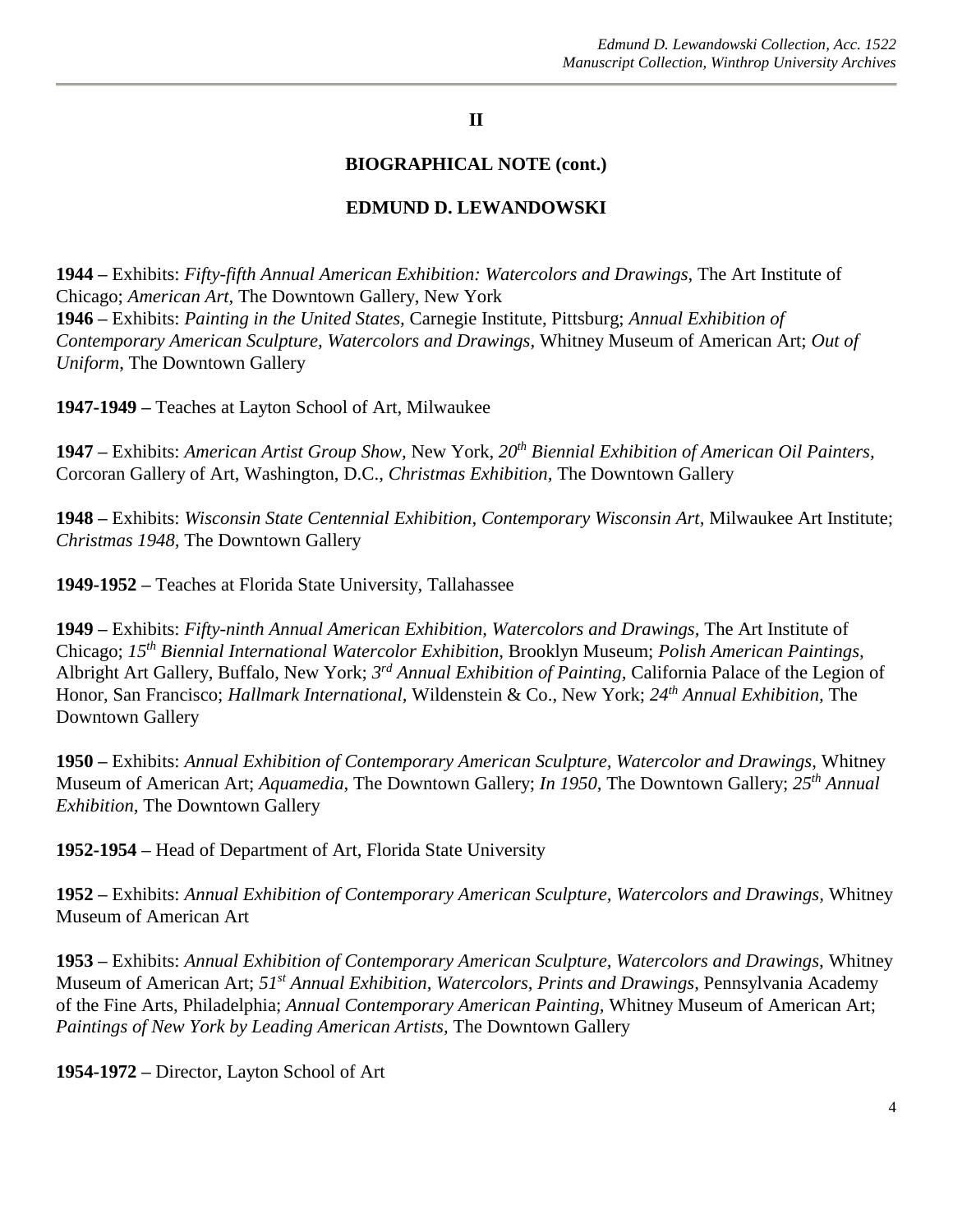**II**

**BIOGRAPHICAL NOTE (cont.)**

**EDMUND D. LEWANDOWSKI**

**1944 –** Exhibits: *Fifty-fifth Annual American Exhibition: Watercolors and Drawings,* The Art Institute of Chicago; *American Art,* The Downtown Gallery, New York
**1946 –** Exhibits: *Painting in the United States,* Carnegie Institute, Pittsburg; *Annual Exhibition of Contemporary American Sculpture, Watercolors and Drawings,* Whitney Museum of American Art; *Out of Uniform*, The Downtown Gallery

**1947-1949 –** Teaches at Layton School of Art, Milwaukee

**1947 –** Exhibits: *American Artist Group Show*, New York, *20th Biennial Exhibition of American Oil Painters,* Corcoran Gallery of Art, Washington, D.C., *Christmas Exhibition,* The Downtown Gallery

**1948 –** Exhibits: *Wisconsin State Centennial Exhibition*, *Contemporary Wisconsin Art,* Milwaukee Art Institute; *Christmas 1948,* The Downtown Gallery

**1949-1952 –** Teaches at Florida State University, Tallahassee

**1949 –** Exhibits: *Fifty-ninth Annual American Exhibition, Watercolors and Drawings,* The Art Institute of Chicago; *15th Biennial International Watercolor Exhibition*, Brooklyn Museum; *Polish American Paintings,* Albright Art Gallery, Buffalo, New York; *3rd Annual Exhibition of Painting*, California Palace of the Legion of Honor, San Francisco; *Hallmark International,* Wildenstein & Co., New York; *24th Annual Exhibition,* The Downtown Gallery

**1950 –** Exhibits: *Annual Exhibition of Contemporary American Sculpture, Watercolor and Drawings*, Whitney Museum of American Art; *Aquamedia*, The Downtown Gallery; *In 1950*, The Downtown Gallery; *25th Annual Exhibition*, The Downtown Gallery

**1952-1954 –** Head of Department of Art, Florida State University

**1952 –** Exhibits: *Annual Exhibition of Contemporary American Sculpture, Watercolors and Drawings,* Whitney Museum of American Art

**1953 –** Exhibits: *Annual Exhibition of Contemporary American Sculpture, Watercolors and Drawings*, Whitney Museum of American Art; *51st Annual Exhibition, Watercolors, Prints and Drawings,* Pennsylvania Academy of the Fine Arts, Philadelphia; *Annual Contemporary American Painting*, Whitney Museum of American Art; *Paintings of New York by Leading American Artists,* The Downtown Gallery

**1954-1972 –** Director, Layton School of Art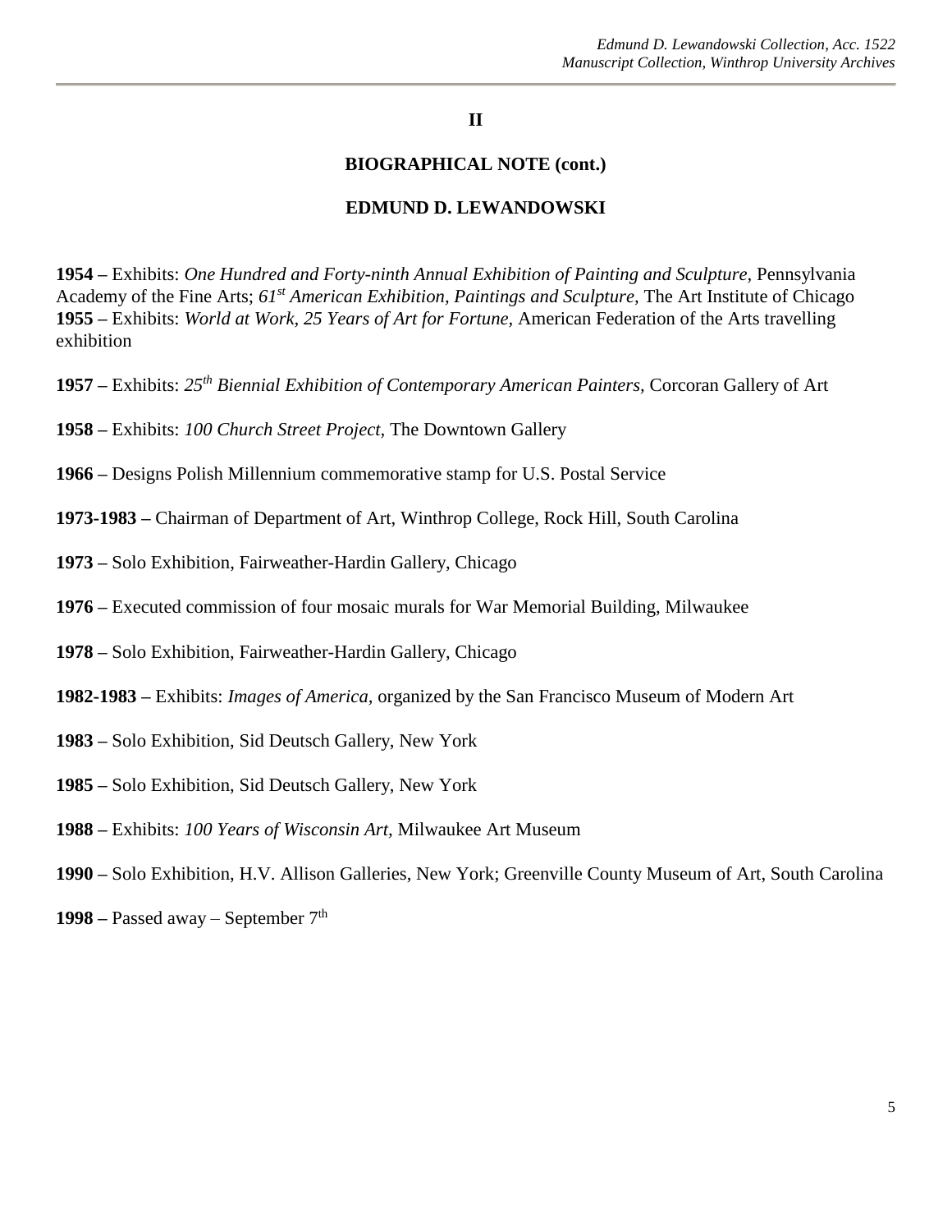**II**

**BIOGRAPHICAL NOTE (cont.)**

**EDMUND D. LEWANDOWSKI**

**1954 –** Exhibits: *One Hundred and Forty-ninth Annual Exhibition of Painting and Sculpture,* Pennsylvania Academy of the Fine Arts; *61st American Exhibition, Paintings and Sculpture,* The Art Institute of Chicago
**1955 –** Exhibits: *World at Work, 25 Years of Art for Fortune,* American Federation of the Arts travelling exhibition

**1957 –** Exhibits: *25th Biennial Exhibition of Contemporary American Painters,* Corcoran Gallery of Art

**1958 –** Exhibits: *100 Church Street Project,* The Downtown Gallery

**1966 –** Designs Polish Millennium commemorative stamp for U.S. Postal Service

**1973-1983 –** Chairman of Department of Art, Winthrop College, Rock Hill, South Carolina

**1973 –** Solo Exhibition, Fairweather-Hardin Gallery, Chicago

**1976 –** Executed commission of four mosaic murals for War Memorial Building, Milwaukee

**1978 –** Solo Exhibition, Fairweather-Hardin Gallery, Chicago

**1982-1983 –** Exhibits: *Images of America,* organized by the San Francisco Museum of Modern Art

**1983 –** Solo Exhibition, Sid Deutsch Gallery, New York

**1985 –** Solo Exhibition, Sid Deutsch Gallery, New York

**1988 –** Exhibits: *100 Years of Wisconsin Art,* Milwaukee Art Museum

**1990 –** Solo Exhibition, H.V. Allison Galleries, New York; Greenville County Museum of Art, South Carolina

**1998 –** Passed away – September 7th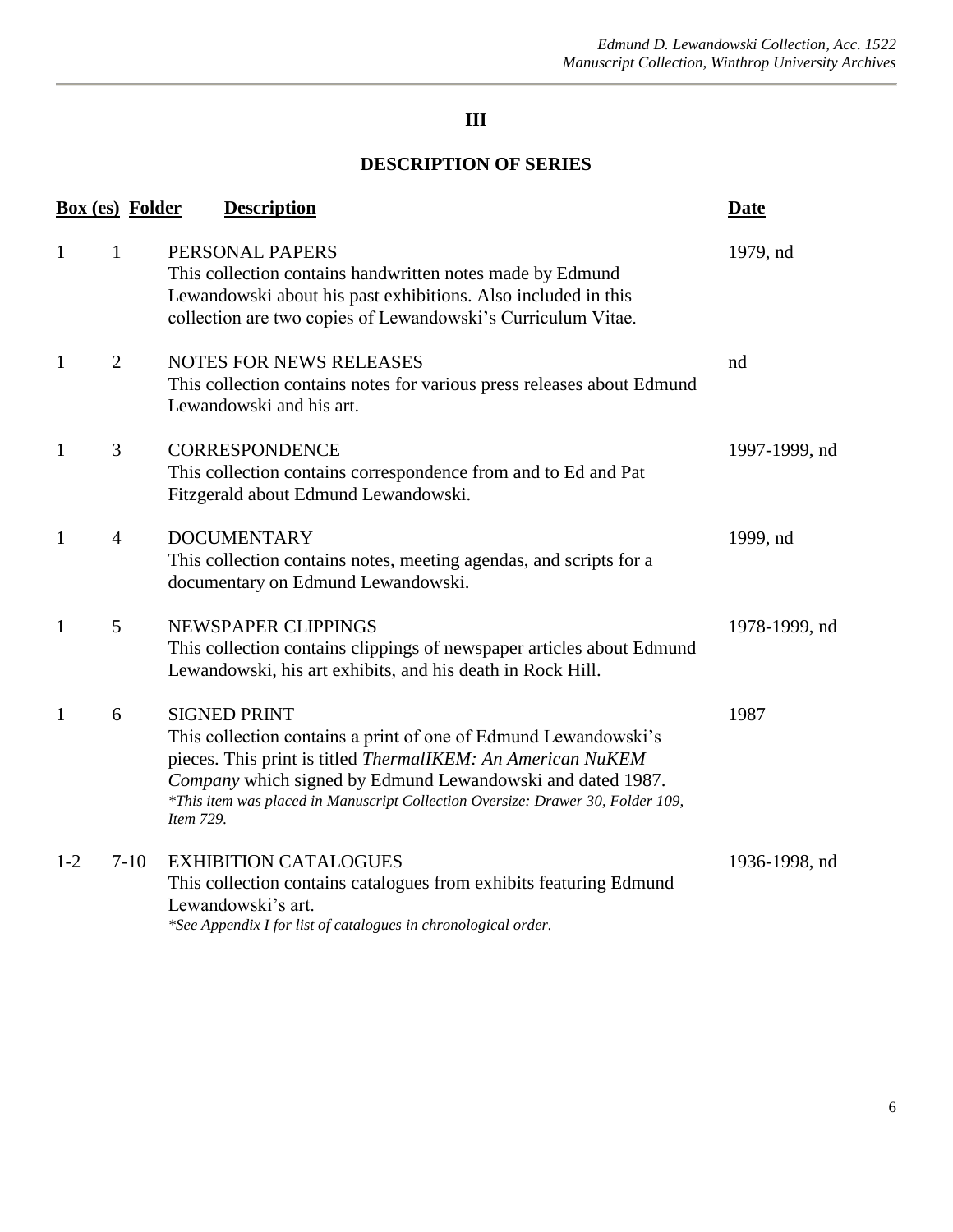# III

## DESCRIPTION OF SERIES

| Box (es) | Folder | Description | Date |
|---|---|---|---|
| 1 | 1 | PERSONAL PAPERS<br>This collection contains handwritten notes made by Edmund Lewandowski about his past exhibitions. Also included in this collection are two copies of Lewandowski's Curriculum Vitae. | 1979, nd |
| 1 | 2 | NOTES FOR NEWS RELEASES<br>This collection contains notes for various press releases about Edmund Lewandowski and his art. | nd |
| 1 | 3 | CORRESPONDENCE<br>This collection contains correspondence from and to Ed and Pat Fitzgerald about Edmund Lewandowski. | 1997-1999, nd |
| 1 | 4 | DOCUMENTARY<br>This collection contains notes, meeting agendas, and scripts for a documentary on Edmund Lewandowski. | 1999, nd |
| 1 | 5 | NEWSPAPER CLIPPINGS<br>This collection contains clippings of newspaper articles about Edmund Lewandowski, his art exhibits, and his death in Rock Hill. | 1978-1999, nd |
| 1 | 6 | SIGNED PRINT<br>This collection contains a print of one of Edmund Lewandowski's pieces. This print is titled *ThermalIKEM: An American NuKEM Company* which signed by Edmund Lewandowski and dated 1987.<br>*\*This item was placed in Manuscript Collection Oversize: Drawer 30, Folder 109, Item 729.* | 1987 |
| 1-2 | 7-10 | EXHIBITION CATALOGUES<br>This collection contains catalogues from exhibits featuring Edmund Lewandowski's art.<br>*\*See Appendix I for list of catalogues in chronological order.* | 1936-1998, nd |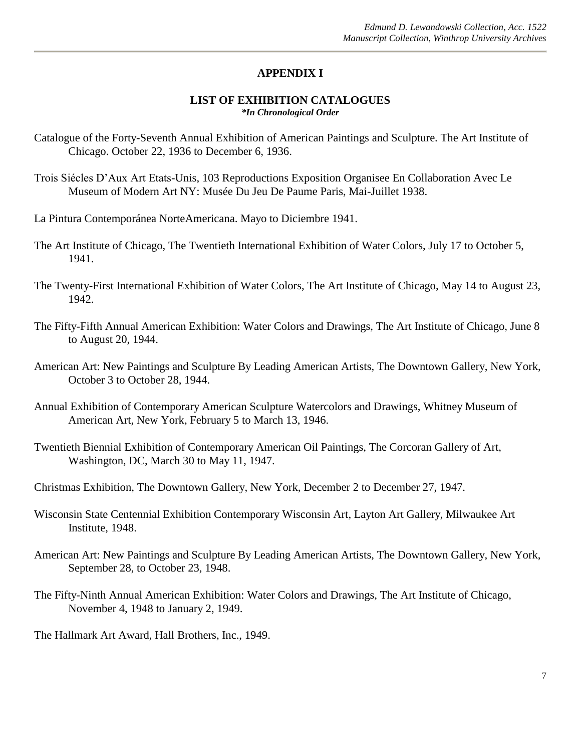## APPENDIX I

### LIST OF EXHIBITION CATALOGUES

***In Chronological Order***

Catalogue of the Forty-Seventh Annual Exhibition of American Paintings and Sculpture. The Art Institute of Chicago. October 22, 1936 to December 6, 1936.

Trois Siécles D'Aux Art Etats-Unis, 103 Reproductions Exposition Organisee En Collaboration Avec Le Museum of Modern Art NY: Musée Du Jeu De Paume Paris, Mai-Juillet 1938.

La Pintura Contemporánea NorteAmericana. Mayo to Diciembre 1941.

The Art Institute of Chicago, The Twentieth International Exhibition of Water Colors, July 17 to October 5, 1941.

The Twenty-First International Exhibition of Water Colors, The Art Institute of Chicago, May 14 to August 23, 1942.

The Fifty-Fifth Annual American Exhibition: Water Colors and Drawings, The Art Institute of Chicago, June 8 to August 20, 1944.

American Art: New Paintings and Sculpture By Leading American Artists, The Downtown Gallery, New York, October 3 to October 28, 1944.

Annual Exhibition of Contemporary American Sculpture Watercolors and Drawings, Whitney Museum of American Art, New York, February 5 to March 13, 1946.

Twentieth Biennial Exhibition of Contemporary American Oil Paintings, The Corcoran Gallery of Art, Washington, DC, March 30 to May 11, 1947.

Christmas Exhibition, The Downtown Gallery, New York, December 2 to December 27, 1947.

Wisconsin State Centennial Exhibition Contemporary Wisconsin Art, Layton Art Gallery, Milwaukee Art Institute, 1948.

American Art: New Paintings and Sculpture By Leading American Artists, The Downtown Gallery, New York, September 28, to October 23, 1948.

The Fifty-Ninth Annual American Exhibition: Water Colors and Drawings, The Art Institute of Chicago, November 4, 1948 to January 2, 1949.

The Hallmark Art Award, Hall Brothers, Inc., 1949.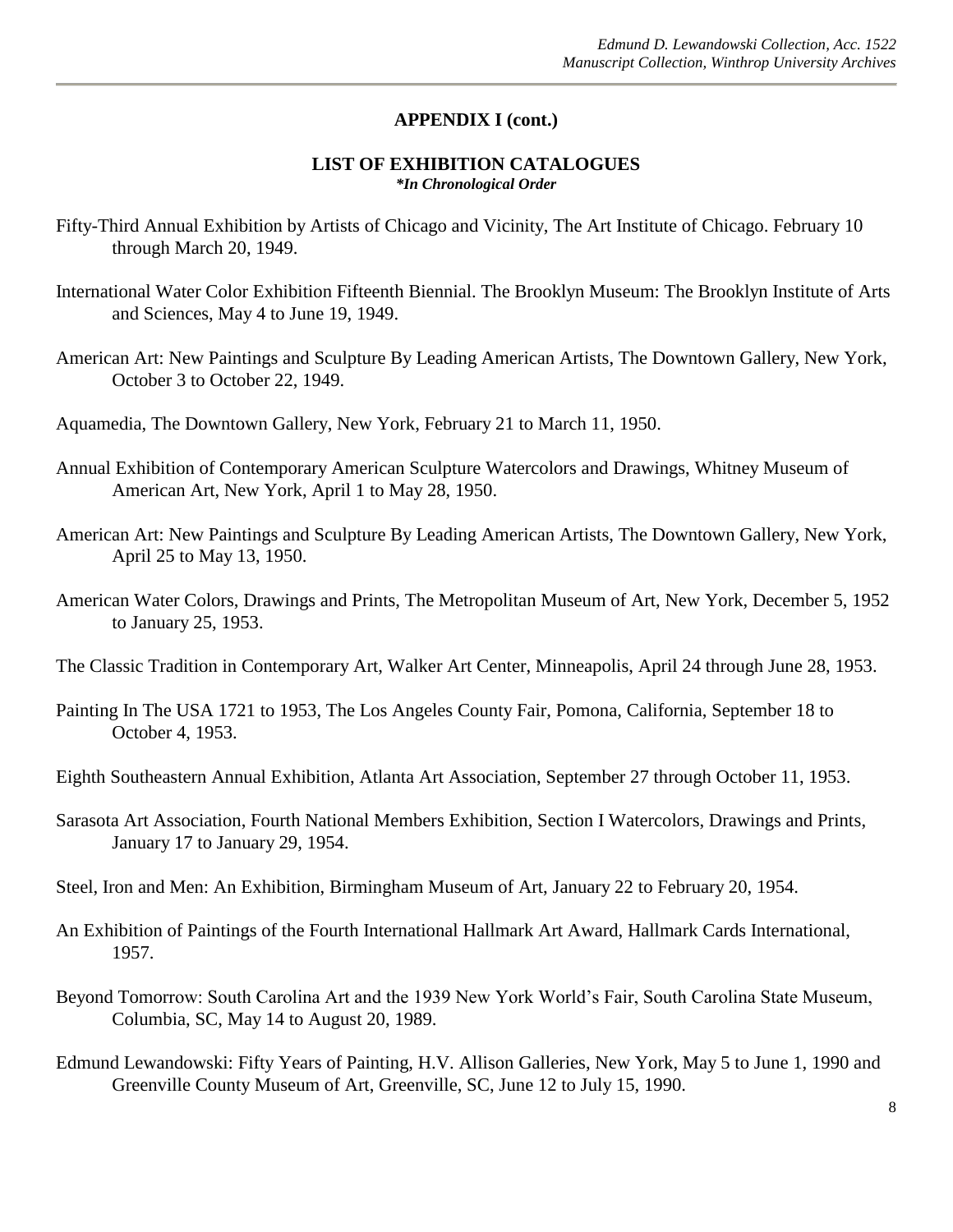## APPENDIX I (cont.)

### LIST OF EXHIBITION CATALOGUES

***In Chronological Order***

Fifty-Third Annual Exhibition by Artists of Chicago and Vicinity, The Art Institute of Chicago. February 10 through March 20, 1949.

International Water Color Exhibition Fifteenth Biennial. The Brooklyn Museum: The Brooklyn Institute of Arts and Sciences, May 4 to June 19, 1949.

American Art: New Paintings and Sculpture By Leading American Artists, The Downtown Gallery, New York, October 3 to October 22, 1949.

Aquamedia, The Downtown Gallery, New York, February 21 to March 11, 1950.

Annual Exhibition of Contemporary American Sculpture Watercolors and Drawings, Whitney Museum of American Art, New York, April 1 to May 28, 1950.

American Art: New Paintings and Sculpture By Leading American Artists, The Downtown Gallery, New York, April 25 to May 13, 1950.

American Water Colors, Drawings and Prints, The Metropolitan Museum of Art, New York, December 5, 1952 to January 25, 1953.

The Classic Tradition in Contemporary Art, Walker Art Center, Minneapolis, April 24 through June 28, 1953.

Painting In The USA 1721 to 1953, The Los Angeles County Fair, Pomona, California, September 18 to October 4, 1953.

Eighth Southeastern Annual Exhibition, Atlanta Art Association, September 27 through October 11, 1953.

Sarasota Art Association, Fourth National Members Exhibition, Section I Watercolors, Drawings and Prints, January 17 to January 29, 1954.

Steel, Iron and Men: An Exhibition, Birmingham Museum of Art, January 22 to February 20, 1954.

An Exhibition of Paintings of the Fourth International Hallmark Art Award, Hallmark Cards International, 1957.

Beyond Tomorrow: South Carolina Art and the 1939 New York World's Fair, South Carolina State Museum, Columbia, SC, May 14 to August 20, 1989.

Edmund Lewandowski: Fifty Years of Painting, H.V. Allison Galleries, New York, May 5 to June 1, 1990 and Greenville County Museum of Art, Greenville, SC, June 12 to July 15, 1990.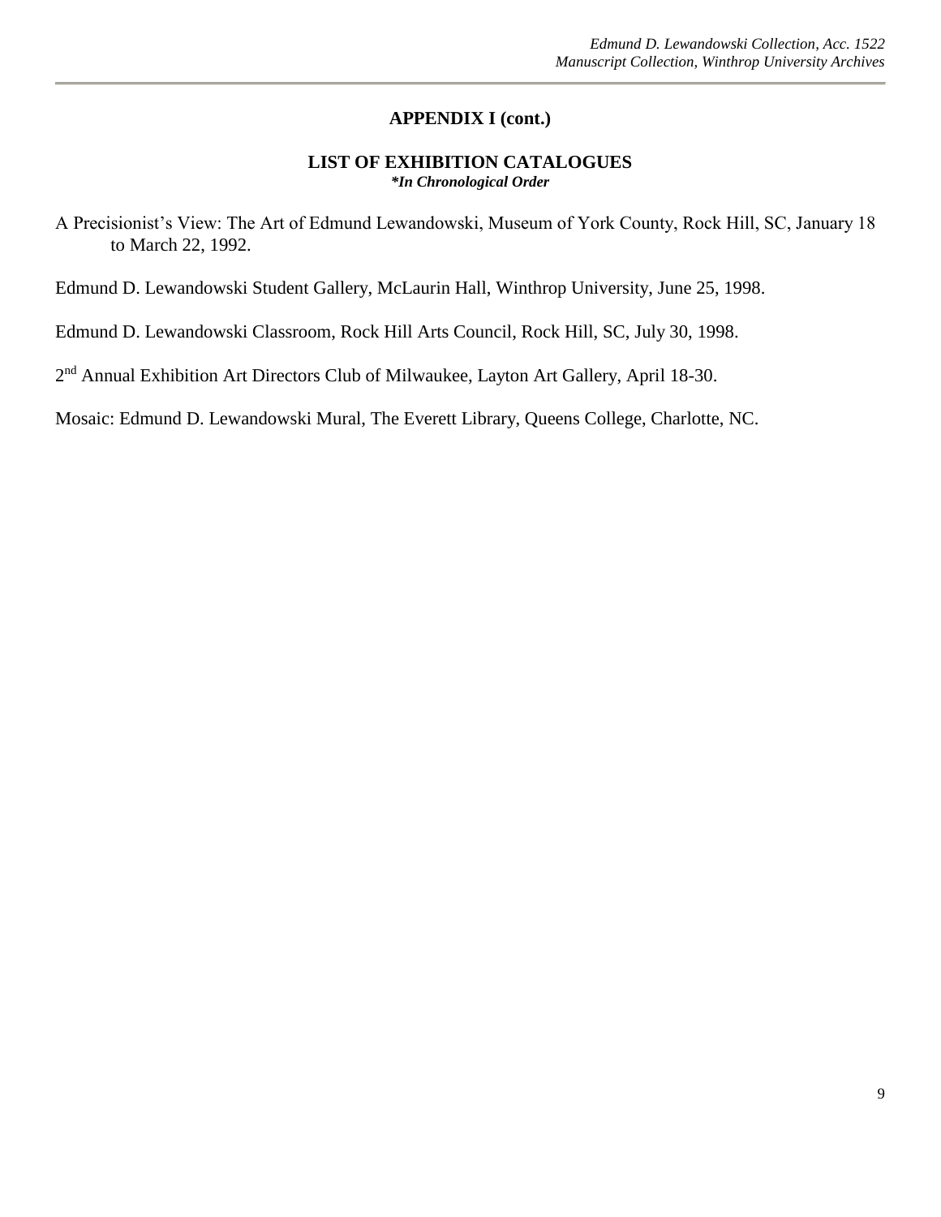## APPENDIX I (cont.)

### LIST OF EXHIBITION CATALOGUES

***In Chronological Order***

A Precisionist's View: The Art of Edmund Lewandowski, Museum of York County, Rock Hill, SC, January 18 to March 22, 1992.

Edmund D. Lewandowski Student Gallery, McLaurin Hall, Winthrop University, June 25, 1998.

Edmund D. Lewandowski Classroom, Rock Hill Arts Council, Rock Hill, SC, July 30, 1998.

2nd Annual Exhibition Art Directors Club of Milwaukee, Layton Art Gallery, April 18-30.

Mosaic: Edmund D. Lewandowski Mural, The Everett Library, Queens College, Charlotte, NC.